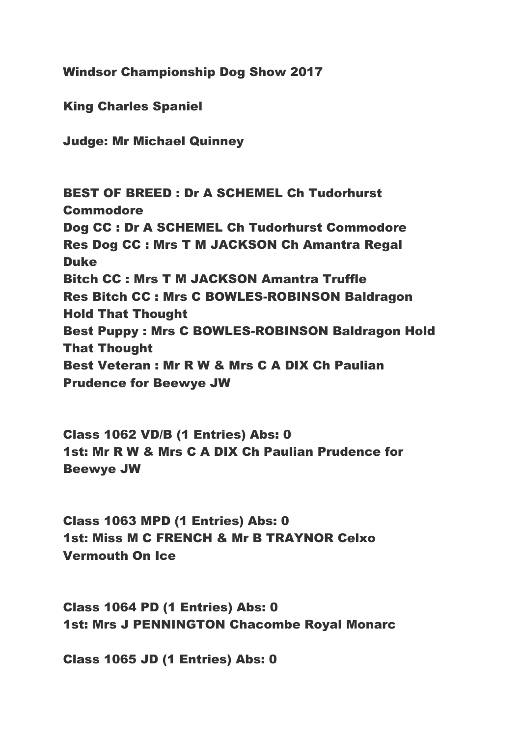**Windsor Championship Dog Show 2017**

**King Charles Spaniel**

**Judge: Mr Michael Quinney**

**BEST OF BREED : Dr A SCHEMEL Ch Tudorhurst Commodore**
**Dog CC : Dr A SCHEMEL Ch Tudorhurst Commodore**
**Res Dog CC : Mrs T M JACKSON Ch Amantra Regal Duke**
**Bitch CC : Mrs T M JACKSON Amantra Truffle**
**Res Bitch CC : Mrs C BOWLES-ROBINSON Baldragon Hold That Thought**
**Best Puppy : Mrs C BOWLES-ROBINSON Baldragon Hold That Thought**
**Best Veteran : Mr R W & Mrs C A DIX Ch Paulian Prudence for Beewye JW**

**Class 1062 VD/B (1 Entries) Abs: 0**
**1st: Mr R W & Mrs C A DIX Ch Paulian Prudence for Beewye JW**

**Class 1063 MPD (1 Entries) Abs: 0**
**1st: Miss M C FRENCH & Mr B TRAYNOR Celxo Vermouth On Ice**

**Class 1064 PD (1 Entries) Abs: 0**
**1st: Mrs J PENNINGTON Chacombe Royal Monarc**

**Class 1065 JD (1 Entries) Abs: 0**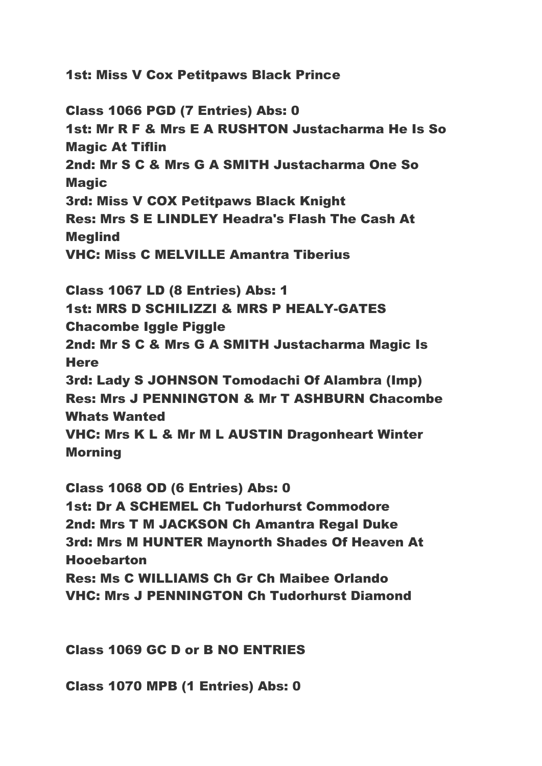**1st: Miss V Cox Petitpaws Black Prince**

**Class 1066 PGD (7 Entries) Abs: 0**
**1st: Mr R F & Mrs E A RUSHTON Justacharma He Is So Magic At Tiflin**
**2nd: Mr S C & Mrs G A SMITH Justacharma One So Magic**
**3rd: Miss V COX Petitpaws Black Knight**
**Res: Mrs S E LINDLEY Headra's Flash The Cash At Meglind**
**VHC: Miss C MELVILLE Amantra Tiberius**

**Class 1067 LD (8 Entries) Abs: 1**
**1st: MRS D SCHILIZZI & MRS P HEALY-GATES Chacombe Iggle Piggle**
**2nd: Mr S C & Mrs G A SMITH Justacharma Magic Is Here**
**3rd: Lady S JOHNSON Tomodachi Of Alambra (Imp)**
**Res: Mrs J PENNINGTON & Mr T ASHBURN Chacombe Whats Wanted**
**VHC: Mrs K L & Mr M L AUSTIN Dragonheart Winter Morning**

**Class 1068 OD (6 Entries) Abs: 0**
**1st: Dr A SCHEMEL Ch Tudorhurst Commodore**
**2nd: Mrs T M JACKSON Ch Amantra Regal Duke**
**3rd: Mrs M HUNTER Maynorth Shades Of Heaven At Hooebarton**
**Res: Ms C WILLIAMS Ch Gr Ch Maibee Orlando**
**VHC: Mrs J PENNINGTON Ch Tudorhurst Diamond**

**Class 1069 GC D or B NO ENTRIES**

**Class 1070 MPB (1 Entries) Abs: 0**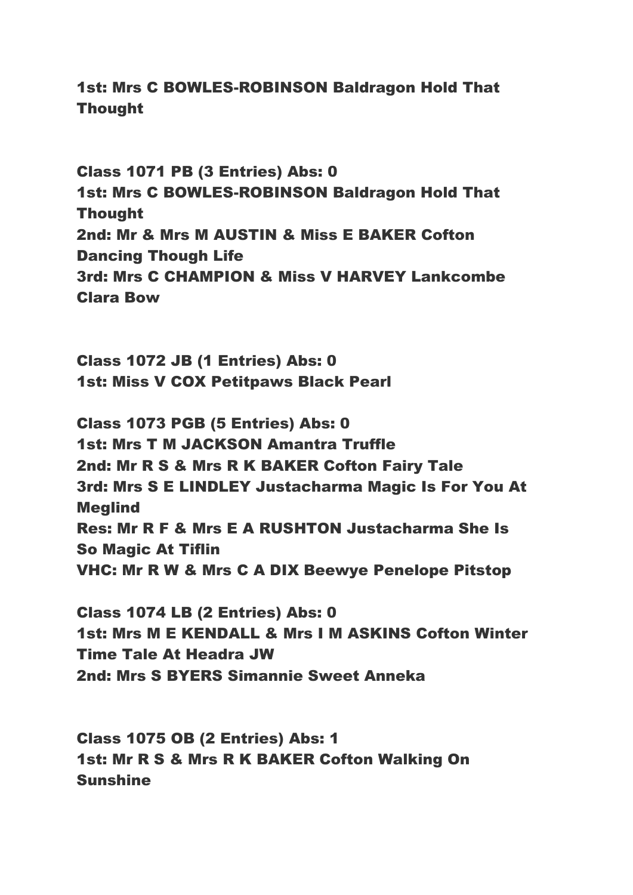**1st: Mrs C BOWLES-ROBINSON Baldragon Hold That Thought**

**Class 1071 PB (3 Entries) Abs: 0**
**1st: Mrs C BOWLES-ROBINSON Baldragon Hold That Thought**
**2nd: Mr & Mrs M AUSTIN & Miss E BAKER Cofton Dancing Though Life**
**3rd: Mrs C CHAMPION & Miss V HARVEY Lankcombe Clara Bow**

**Class 1072 JB (1 Entries) Abs: 0**
**1st: Miss V COX Petitpaws Black Pearl**

**Class 1073 PGB (5 Entries) Abs: 0**
**1st: Mrs T M JACKSON Amantra Truffle**
**2nd: Mr R S & Mrs R K BAKER Cofton Fairy Tale**
**3rd: Mrs S E LINDLEY Justacharma Magic Is For You At Meglind**
**Res: Mr R F & Mrs E A RUSHTON Justacharma She Is So Magic At Tiflin**
**VHC: Mr R W & Mrs C A DIX Beewye Penelope Pitstop**

**Class 1074 LB (2 Entries) Abs: 0**
**1st: Mrs M E KENDALL & Mrs I M ASKINS Cofton Winter Time Tale At Headra JW**
**2nd: Mrs S BYERS Simannie Sweet Anneka**

**Class 1075 OB (2 Entries) Abs: 1**
**1st: Mr R S & Mrs R K BAKER Cofton Walking On Sunshine**